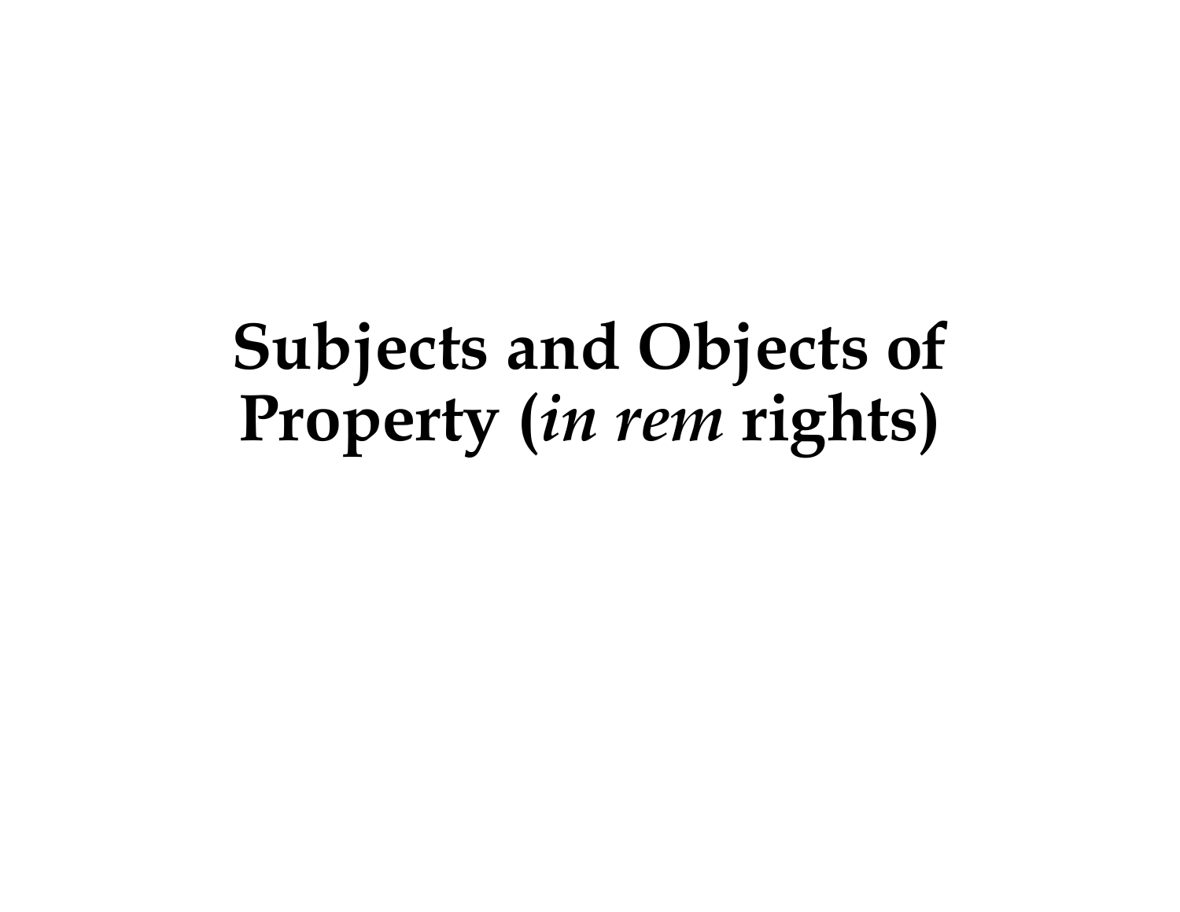# Subjects and Objects of Property (*in rem* rights)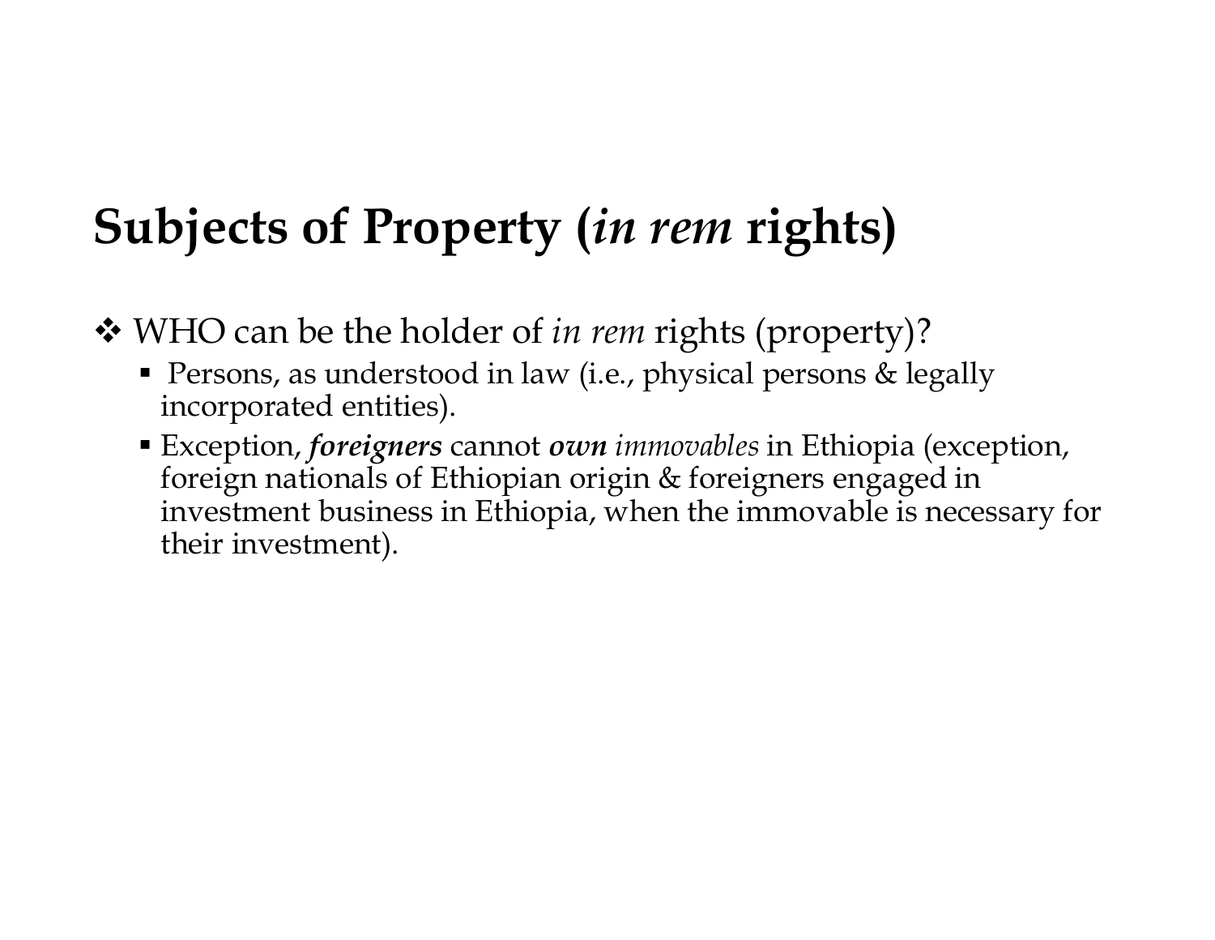# Subjects of Property (*in rem* rights)

- WHO can be the holder of *in rem* rights (property)?
  - Persons, as understood in law (i.e., physical persons & legally incorporated entities).
  - Exception, ***foreigners*** cannot ***own*** *immovables* in Ethiopia (exception, foreign nationals of Ethiopian origin & foreigners engaged in investment business in Ethiopia, when the immovable is necessary for their investment).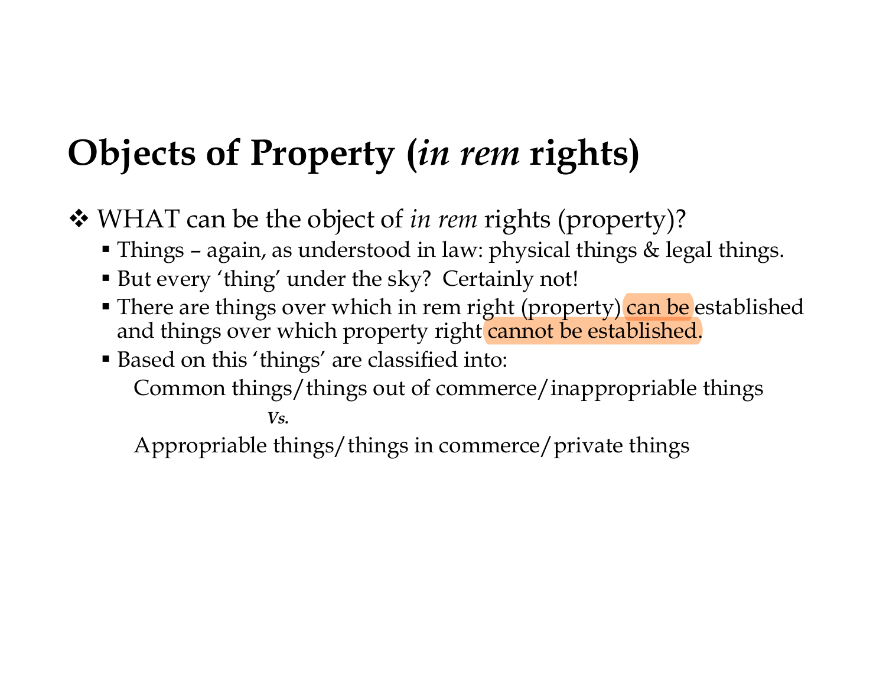# Objects of Property (*in rem* rights)

- WHAT can be the object of *in rem* rights (property)?
  - Things – again, as understood in law: physical things & legal things.
  - But every 'thing' under the sky? Certainly not!
  - There are things over which in rem right (property) can be established and things over which property right cannot be established.
  - Based on this 'things' are classified into:

    Common things/things out of commerce/inappropriable things

    *Vs.*

    Appropriable things/things in commerce/private things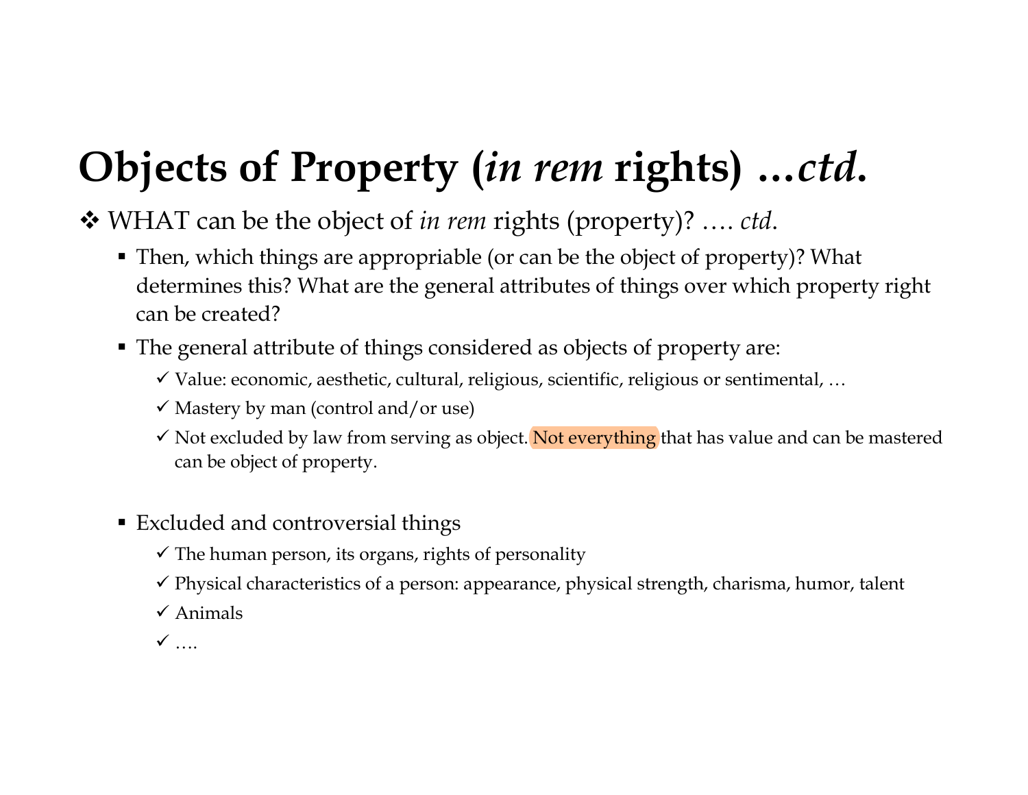# Objects of Property (*in rem* rights) …*ctd*.

- WHAT can be the object of *in rem* rights (property)? …. *ctd*.
  - Then, which things are appropriable (or can be the object of property)? What determines this? What are the general attributes of things over which property right can be created?
  - The general attribute of things considered as objects of property are:
    - ✓ Value: economic, aesthetic, cultural, religious, scientific, religious or sentimental, …
    - ✓ Mastery by man (control and/or use)
    - ✓ Not excluded by law from serving as object. Not everything that has value and can be mastered can be object of property.
  - Excluded and controversial things
    - ✓ The human person, its organs, rights of personality
    - ✓ Physical characteristics of a person: appearance, physical strength, charisma, humor, talent
    - ✓ Animals
    - ✓ ….